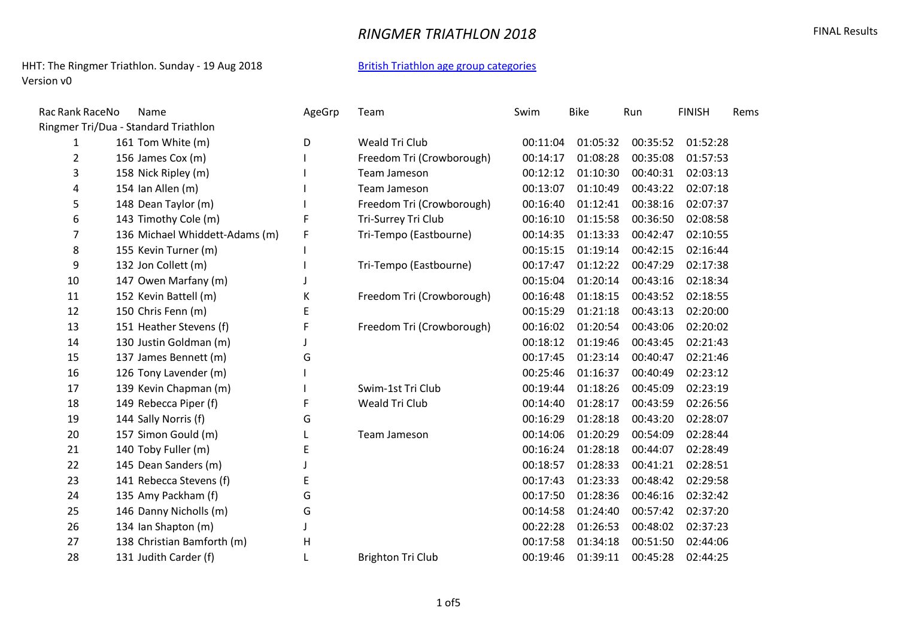# *RINGMER TRIATHLON 2018*

FINAL Results

HHT: The Ringmer Triathlon. Sunday - 19 Aug 2018
Version v0

[British Triathlon age group categories]

| Rac Rank | RaceNo | Name | AgeGrp | Team | Swim | Bike | Run | FINISH | Rems |
|---|---|---|---|---|---|---|---|---|---|
| Ringmer Tri/Dua - Standard Triathlon | | | | | | | | | |
| 1 | 161 | Tom White (m) | D | Weald Tri Club | 00:11:04 | 01:05:32 | 00:35:52 | 01:52:28 | |
| 2 | 156 | James Cox (m) | I | Freedom Tri (Crowborough) | 00:14:17 | 01:08:28 | 00:35:08 | 01:57:53 | |
| 3 | 158 | Nick Ripley (m) | I | Team Jameson | 00:12:12 | 01:10:30 | 00:40:31 | 02:03:13 | |
| 4 | 154 | Ian Allen (m) | I | Team Jameson | 00:13:07 | 01:10:49 | 00:43:22 | 02:07:18 | |
| 5 | 148 | Dean Taylor (m) | I | Freedom Tri (Crowborough) | 00:16:40 | 01:12:41 | 00:38:16 | 02:07:37 | |
| 6 | 143 | Timothy Cole (m) | F | Tri-Surrey Tri Club | 00:16:10 | 01:15:58 | 00:36:50 | 02:08:58 | |
| 7 | 136 | Michael Whiddett-Adams (m) | F | Tri-Tempo (Eastbourne) | 00:14:35 | 01:13:33 | 00:42:47 | 02:10:55 | |
| 8 | 155 | Kevin Turner (m) | I | | 00:15:15 | 01:19:14 | 00:42:15 | 02:16:44 | |
| 9 | 132 | Jon Collett (m) | I | Tri-Tempo (Eastbourne) | 00:17:47 | 01:12:22 | 00:47:29 | 02:17:38 | |
| 10 | 147 | Owen Marfany (m) | J | | 00:15:04 | 01:20:14 | 00:43:16 | 02:18:34 | |
| 11 | 152 | Kevin Battell (m) | K | Freedom Tri (Crowborough) | 00:16:48 | 01:18:15 | 00:43:52 | 02:18:55 | |
| 12 | 150 | Chris Fenn (m) | E | | 00:15:29 | 01:21:18 | 00:43:13 | 02:20:00 | |
| 13 | 151 | Heather Stevens (f) | F | Freedom Tri (Crowborough) | 00:16:02 | 01:20:54 | 00:43:06 | 02:20:02 | |
| 14 | 130 | Justin Goldman (m) | J | | 00:18:12 | 01:19:46 | 00:43:45 | 02:21:43 | |
| 15 | 137 | James Bennett (m) | G | | 00:17:45 | 01:23:14 | 00:40:47 | 02:21:46 | |
| 16 | 126 | Tony Lavender (m) | I | | 00:25:46 | 01:16:37 | 00:40:49 | 02:23:12 | |
| 17 | 139 | Kevin Chapman (m) | I | Swim-1st Tri Club | 00:19:44 | 01:18:26 | 00:45:09 | 02:23:19 | |
| 18 | 149 | Rebecca Piper (f) | F | Weald Tri Club | 00:14:40 | 01:28:17 | 00:43:59 | 02:26:56 | |
| 19 | 144 | Sally Norris (f) | G | | 00:16:29 | 01:28:18 | 00:43:20 | 02:28:07 | |
| 20 | 157 | Simon Gould (m) | L | Team Jameson | 00:14:06 | 01:20:29 | 00:54:09 | 02:28:44 | |
| 21 | 140 | Toby Fuller (m) | E | | 00:16:24 | 01:28:18 | 00:44:07 | 02:28:49 | |
| 22 | 145 | Dean Sanders (m) | J | | 00:18:57 | 01:28:33 | 00:41:21 | 02:28:51 | |
| 23 | 141 | Rebecca Stevens (f) | E | | 00:17:43 | 01:23:33 | 00:48:42 | 02:29:58 | |
| 24 | 135 | Amy Packham (f) | G | | 00:17:50 | 01:28:36 | 00:46:16 | 02:32:42 | |
| 25 | 146 | Danny Nicholls (m) | G | | 00:14:58 | 01:24:40 | 00:57:42 | 02:37:20 | |
| 26 | 134 | Ian Shapton (m) | J | | 00:22:28 | 01:26:53 | 00:48:02 | 02:37:23 | |
| 27 | 138 | Christian Bamforth (m) | H | | 00:17:58 | 01:34:18 | 00:51:50 | 02:44:06 | |
| 28 | 131 | Judith Carder (f) | L | Brighton Tri Club | 00:19:46 | 01:39:11 | 00:45:28 | 02:44:25 | |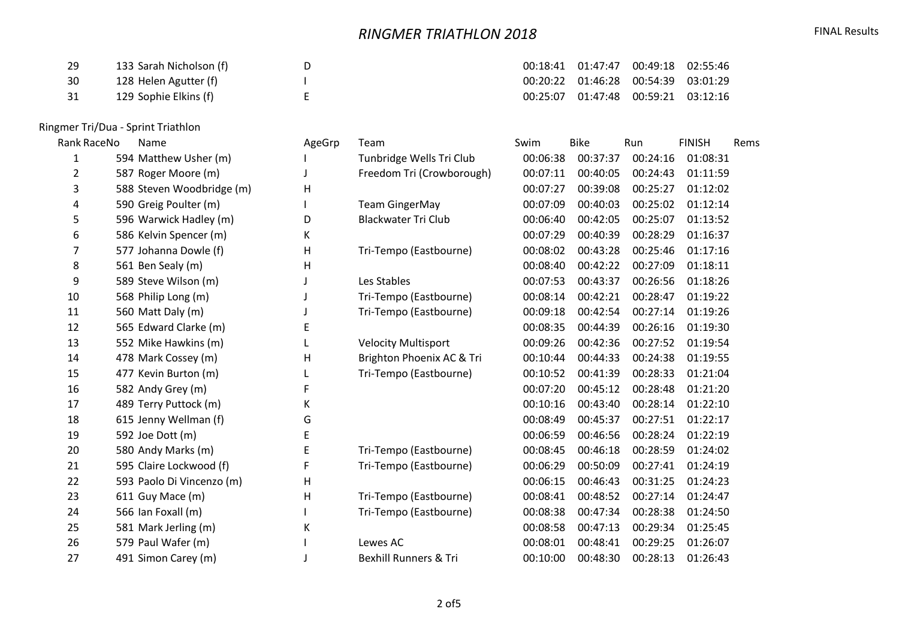| | | | | | | | | | |
|---|---|---|---|---|---|---|---|---|---|
| 29 | 133 | Sarah Nicholson (f) | D | | 00:18:41 | 01:47:47 | 00:49:18 | 02:55:46 | |
| 30 | 128 | Helen Agutter (f) | I | | 00:20:22 | 01:46:28 | 00:54:39 | 03:01:29 | |
| 31 | 129 | Sophie Elkins (f) | E | | 00:25:07 | 01:47:48 | 00:59:21 | 03:12:16 | |

Ringmer Tri/Dua - Sprint Triathlon

| Rank | RaceNo | Name | AgeGrp | Team | Swim | Bike | Run | FINISH | Rems |
|---|---|---|---|---|---|---|---|---|---|
| 1 | 594 | Matthew Usher (m) | I | Tunbridge Wells Tri Club | 00:06:38 | 00:37:37 | 00:24:16 | 01:08:31 | |
| 2 | 587 | Roger Moore (m) | J | Freedom Tri (Crowborough) | 00:07:11 | 00:40:05 | 00:24:43 | 01:11:59 | |
| 3 | 588 | Steven Woodbridge (m) | H | | 00:07:27 | 00:39:08 | 00:25:27 | 01:12:02 | |
| 4 | 590 | Greig Poulter (m) | I | Team GingerMay | 00:07:09 | 00:40:03 | 00:25:02 | 01:12:14 | |
| 5 | 596 | Warwick Hadley (m) | D | Blackwater Tri Club | 00:06:40 | 00:42:05 | 00:25:07 | 01:13:52 | |
| 6 | 586 | Kelvin Spencer (m) | K | | 00:07:29 | 00:40:39 | 00:28:29 | 01:16:37 | |
| 7 | 577 | Johanna Dowle (f) | H | Tri-Tempo (Eastbourne) | 00:08:02 | 00:43:28 | 00:25:46 | 01:17:16 | |
| 8 | 561 | Ben Sealy (m) | H | | 00:08:40 | 00:42:22 | 00:27:09 | 01:18:11 | |
| 9 | 589 | Steve Wilson (m) | J | Les Stables | 00:07:53 | 00:43:37 | 00:26:56 | 01:18:26 | |
| 10 | 568 | Philip Long (m) | J | Tri-Tempo (Eastbourne) | 00:08:14 | 00:42:21 | 00:28:47 | 01:19:22 | |
| 11 | 560 | Matt Daly (m) | J | Tri-Tempo (Eastbourne) | 00:09:18 | 00:42:54 | 00:27:14 | 01:19:26 | |
| 12 | 565 | Edward Clarke (m) | E | | 00:08:35 | 00:44:39 | 00:26:16 | 01:19:30 | |
| 13 | 552 | Mike Hawkins (m) | L | Velocity Multisport | 00:09:26 | 00:42:36 | 00:27:52 | 01:19:54 | |
| 14 | 478 | Mark Cossey (m) | H | Brighton Phoenix AC & Tri | 00:10:44 | 00:44:33 | 00:24:38 | 01:19:55 | |
| 15 | 477 | Kevin Burton (m) | L | Tri-Tempo (Eastbourne) | 00:10:52 | 00:41:39 | 00:28:33 | 01:21:04 | |
| 16 | 582 | Andy Grey (m) | F | | 00:07:20 | 00:45:12 | 00:28:48 | 01:21:20 | |
| 17 | 489 | Terry Puttock (m) | K | | 00:10:16 | 00:43:40 | 00:28:14 | 01:22:10 | |
| 18 | 615 | Jenny Wellman (f) | G | | 00:08:49 | 00:45:37 | 00:27:51 | 01:22:17 | |
| 19 | 592 | Joe Dott (m) | E | | 00:06:59 | 00:46:56 | 00:28:24 | 01:22:19 | |
| 20 | 580 | Andy Marks (m) | E | Tri-Tempo (Eastbourne) | 00:08:45 | 00:46:18 | 00:28:59 | 01:24:02 | |
| 21 | 595 | Claire Lockwood (f) | F | Tri-Tempo (Eastbourne) | 00:06:29 | 00:50:09 | 00:27:41 | 01:24:19 | |
| 22 | 593 | Paolo Di Vincenzo (m) | H | | 00:06:15 | 00:46:43 | 00:31:25 | 01:24:23 | |
| 23 | 611 | Guy Mace (m) | H | Tri-Tempo (Eastbourne) | 00:08:41 | 00:48:52 | 00:27:14 | 01:24:47 | |
| 24 | 566 | Ian Foxall (m) | I | Tri-Tempo (Eastbourne) | 00:08:38 | 00:47:34 | 00:28:38 | 01:24:50 | |
| 25 | 581 | Mark Jerling (m) | K | | 00:08:58 | 00:47:13 | 00:29:34 | 01:25:45 | |
| 26 | 579 | Paul Wafer (m) | I | Lewes AC | 00:08:01 | 00:48:41 | 00:29:25 | 01:26:07 | |
| 27 | 491 | Simon Carey (m) | J | Bexhill Runners & Tri | 00:10:00 | 00:48:30 | 00:28:13 | 01:26:43 | |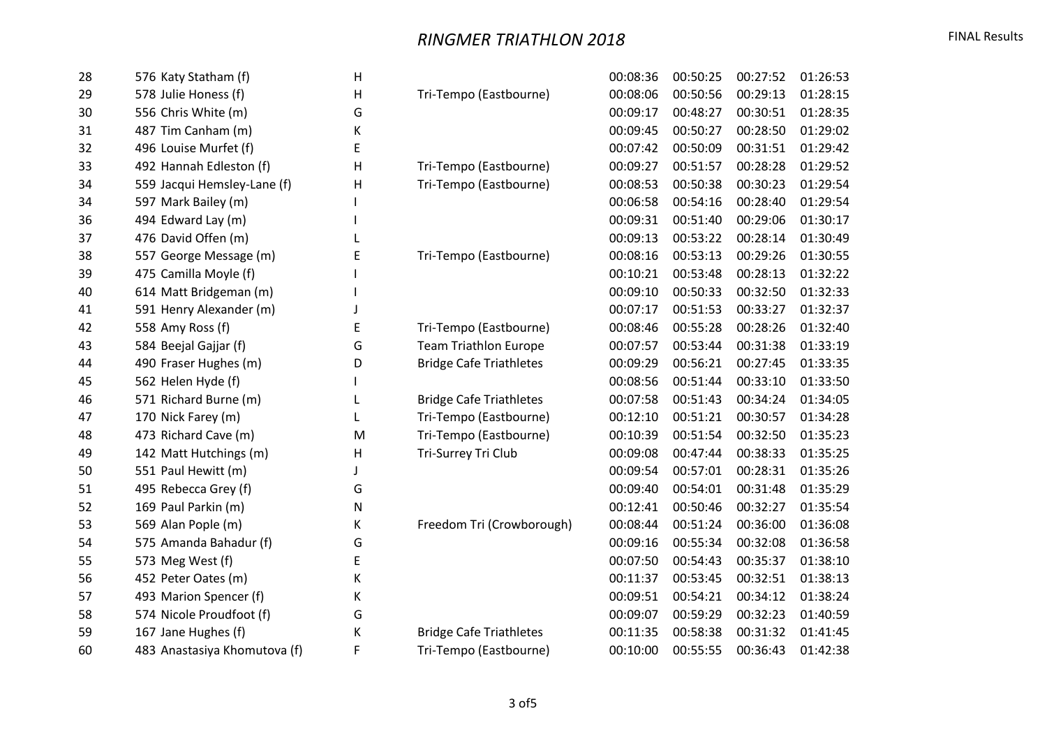# RINGMER TRIATHLON 2018

FINAL Results

| | | | | | | | |
|---|---|---|---|---|---|---|---|
| 28 | 576 Katy Statham (f) | H | | 00:08:36 | 00:50:25 | 00:27:52 | 01:26:53 |
| 29 | 578 Julie Honess (f) | H | Tri-Tempo (Eastbourne) | 00:08:06 | 00:50:56 | 00:29:13 | 01:28:15 |
| 30 | 556 Chris White (m) | G | | 00:09:17 | 00:48:27 | 00:30:51 | 01:28:35 |
| 31 | 487 Tim Canham (m) | K | | 00:09:45 | 00:50:27 | 00:28:50 | 01:29:02 |
| 32 | 496 Louise Murfet (f) | E | | 00:07:42 | 00:50:09 | 00:31:51 | 01:29:42 |
| 33 | 492 Hannah Edleston (f) | H | Tri-Tempo (Eastbourne) | 00:09:27 | 00:51:57 | 00:28:28 | 01:29:52 |
| 34 | 559 Jacqui Hemsley-Lane (f) | H | Tri-Tempo (Eastbourne) | 00:08:53 | 00:50:38 | 00:30:23 | 01:29:54 |
| 34 | 597 Mark Bailey (m) | I | | 00:06:58 | 00:54:16 | 00:28:40 | 01:29:54 |
| 36 | 494 Edward Lay (m) | I | | 00:09:31 | 00:51:40 | 00:29:06 | 01:30:17 |
| 37 | 476 David Offen (m) | L | | 00:09:13 | 00:53:22 | 00:28:14 | 01:30:49 |
| 38 | 557 George Message (m) | E | Tri-Tempo (Eastbourne) | 00:08:16 | 00:53:13 | 00:29:26 | 01:30:55 |
| 39 | 475 Camilla Moyle (f) | I | | 00:10:21 | 00:53:48 | 00:28:13 | 01:32:22 |
| 40 | 614 Matt Bridgeman (m) | I | | 00:09:10 | 00:50:33 | 00:32:50 | 01:32:33 |
| 41 | 591 Henry Alexander (m) | J | | 00:07:17 | 00:51:53 | 00:33:27 | 01:32:37 |
| 42 | 558 Amy Ross (f) | E | Tri-Tempo (Eastbourne) | 00:08:46 | 00:55:28 | 00:28:26 | 01:32:40 |
| 43 | 584 Beejal Gajjar (f) | G | Team Triathlon Europe | 00:07:57 | 00:53:44 | 00:31:38 | 01:33:19 |
| 44 | 490 Fraser Hughes (m) | D | Bridge Cafe Triathletes | 00:09:29 | 00:56:21 | 00:27:45 | 01:33:35 |
| 45 | 562 Helen Hyde (f) | I | | 00:08:56 | 00:51:44 | 00:33:10 | 01:33:50 |
| 46 | 571 Richard Burne (m) | L | Bridge Cafe Triathletes | 00:07:58 | 00:51:43 | 00:34:24 | 01:34:05 |
| 47 | 170 Nick Farey (m) | L | Tri-Tempo (Eastbourne) | 00:12:10 | 00:51:21 | 00:30:57 | 01:34:28 |
| 48 | 473 Richard Cave (m) | M | Tri-Tempo (Eastbourne) | 00:10:39 | 00:51:54 | 00:32:50 | 01:35:23 |
| 49 | 142 Matt Hutchings (m) | H | Tri-Surrey Tri Club | 00:09:08 | 00:47:44 | 00:38:33 | 01:35:25 |
| 50 | 551 Paul Hewitt (m) | J | | 00:09:54 | 00:57:01 | 00:28:31 | 01:35:26 |
| 51 | 495 Rebecca Grey (f) | G | | 00:09:40 | 00:54:01 | 00:31:48 | 01:35:29 |
| 52 | 169 Paul Parkin (m) | N | | 00:12:41 | 00:50:46 | 00:32:27 | 01:35:54 |
| 53 | 569 Alan Pople (m) | K | Freedom Tri (Crowborough) | 00:08:44 | 00:51:24 | 00:36:00 | 01:36:08 |
| 54 | 575 Amanda Bahadur (f) | G | | 00:09:16 | 00:55:34 | 00:32:08 | 01:36:58 |
| 55 | 573 Meg West (f) | E | | 00:07:50 | 00:54:43 | 00:35:37 | 01:38:10 |
| 56 | 452 Peter Oates (m) | K | | 00:11:37 | 00:53:45 | 00:32:51 | 01:38:13 |
| 57 | 493 Marion Spencer (f) | K | | 00:09:51 | 00:54:21 | 00:34:12 | 01:38:24 |
| 58 | 574 Nicole Proudfoot (f) | G | | 00:09:07 | 00:59:29 | 00:32:23 | 01:40:59 |
| 59 | 167 Jane Hughes (f) | K | Bridge Cafe Triathletes | 00:11:35 | 00:58:38 | 00:31:32 | 01:41:45 |
| 60 | 483 Anastasiya Khomutova (f) | F | Tri-Tempo (Eastbourne) | 00:10:00 | 00:55:55 | 00:36:43 | 01:42:38 |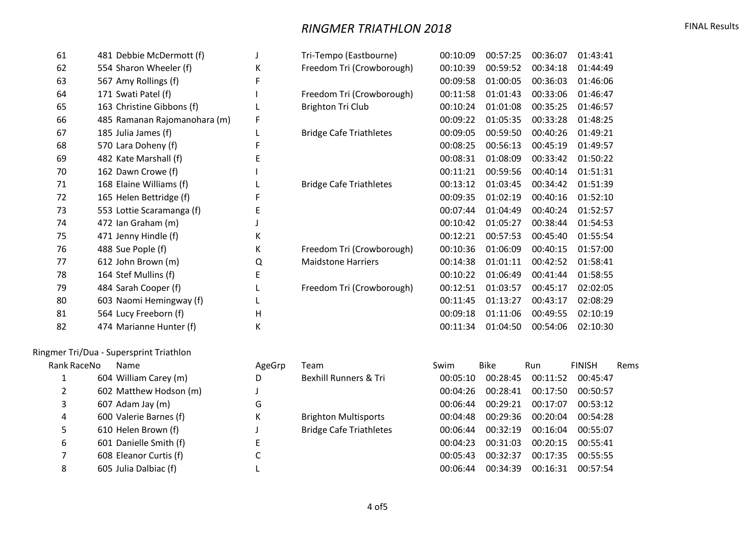# *RINGMER TRIATHLON 2018*

FINAL Results

| Rank | RaceNo | Name | AgeGrp | Team | Swim | Bike | Run | FINISH | Rems |
|---|---|---|---|---|---|---|---|---|---|
| 61 | 481 | Debbie McDermott (f) | J | Tri-Tempo (Eastbourne) | 00:10:09 | 00:57:25 | 00:36:07 | 01:43:41 | |
| 62 | 554 | Sharon Wheeler (f) | K | Freedom Tri (Crowborough) | 00:10:39 | 00:59:52 | 00:34:18 | 01:44:49 | |
| 63 | 567 | Amy Rollings (f) | F | | 00:09:58 | 01:00:05 | 00:36:03 | 01:46:06 | |
| 64 | 171 | Swati Patel (f) | I | Freedom Tri (Crowborough) | 00:11:58 | 01:01:43 | 00:33:06 | 01:46:47 | |
| 65 | 163 | Christine Gibbons (f) | L | Brighton Tri Club | 00:10:24 | 01:01:08 | 00:35:25 | 01:46:57 | |
| 66 | 485 | Ramanan Rajomanohara (m) | F | | 00:09:22 | 01:05:35 | 00:33:28 | 01:48:25 | |
| 67 | 185 | Julia James (f) | L | Bridge Cafe Triathletes | 00:09:05 | 00:59:50 | 00:40:26 | 01:49:21 | |
| 68 | 570 | Lara Doheny (f) | F | | 00:08:25 | 00:56:13 | 00:45:19 | 01:49:57 | |
| 69 | 482 | Kate Marshall (f) | E | | 00:08:31 | 01:08:09 | 00:33:42 | 01:50:22 | |
| 70 | 162 | Dawn Crowe (f) | I | | 00:11:21 | 00:59:56 | 00:40:14 | 01:51:31 | |
| 71 | 168 | Elaine Williams (f) | L | Bridge Cafe Triathletes | 00:13:12 | 01:03:45 | 00:34:42 | 01:51:39 | |
| 72 | 165 | Helen Bettridge (f) | F | | 00:09:35 | 01:02:19 | 00:40:16 | 01:52:10 | |
| 73 | 553 | Lottie Scaramanga (f) | E | | 00:07:44 | 01:04:49 | 00:40:24 | 01:52:57 | |
| 74 | 472 | Ian Graham (m) | J | | 00:10:42 | 01:05:27 | 00:38:44 | 01:54:53 | |
| 75 | 471 | Jenny Hindle (f) | K | | 00:12:21 | 00:57:53 | 00:45:40 | 01:55:54 | |
| 76 | 488 | Sue Pople (f) | K | Freedom Tri (Crowborough) | 00:10:36 | 01:06:09 | 00:40:15 | 01:57:00 | |
| 77 | 612 | John Brown (m) | Q | Maidstone Harriers | 00:14:38 | 01:01:11 | 00:42:52 | 01:58:41 | |
| 78 | 164 | Stef Mullins (f) | E | | 00:10:22 | 01:06:49 | 00:41:44 | 01:58:55 | |
| 79 | 484 | Sarah Cooper (f) | L | Freedom Tri (Crowborough) | 00:12:51 | 01:03:57 | 00:45:17 | 02:02:05 | |
| 80 | 603 | Naomi Hemingway (f) | L | | 00:11:45 | 01:13:27 | 00:43:17 | 02:08:29 | |
| 81 | 564 | Lucy Freeborn (f) | H | | 00:09:18 | 01:11:06 | 00:49:55 | 02:10:19 | |
| 82 | 474 | Marianne Hunter (f) | K | | 00:11:34 | 01:04:50 | 00:54:06 | 02:10:30 | |

Ringmer Tri/Dua - Supersprint Triathlon

| Rank | RaceNo | Name | AgeGrp | Team | Swim | Bike | Run | FINISH | Rems |
|---|---|---|---|---|---|---|---|---|---|
| 1 | 604 | William Carey (m) | D | Bexhill Runners & Tri | 00:05:10 | 00:28:45 | 00:11:52 | 00:45:47 | |
| 2 | 602 | Matthew Hodson (m) | J | | 00:04:26 | 00:28:41 | 00:17:50 | 00:50:57 | |
| 3 | 607 | Adam Jay (m) | G | | 00:06:44 | 00:29:21 | 00:17:07 | 00:53:12 | |
| 4 | 600 | Valerie Barnes (f) | K | Brighton Multisports | 00:04:48 | 00:29:36 | 00:20:04 | 00:54:28 | |
| 5 | 610 | Helen Brown (f) | J | Bridge Cafe Triathletes | 00:06:44 | 00:32:19 | 00:16:04 | 00:55:07 | |
| 6 | 601 | Danielle Smith (f) | E | | 00:04:23 | 00:31:03 | 00:20:15 | 00:55:41 | |
| 7 | 608 | Eleanor Curtis (f) | C | | 00:05:43 | 00:32:37 | 00:17:35 | 00:55:55 | |
| 8 | 605 | Julia Dalbiac (f) | L | | 00:06:44 | 00:34:39 | 00:16:31 | 00:57:54 | |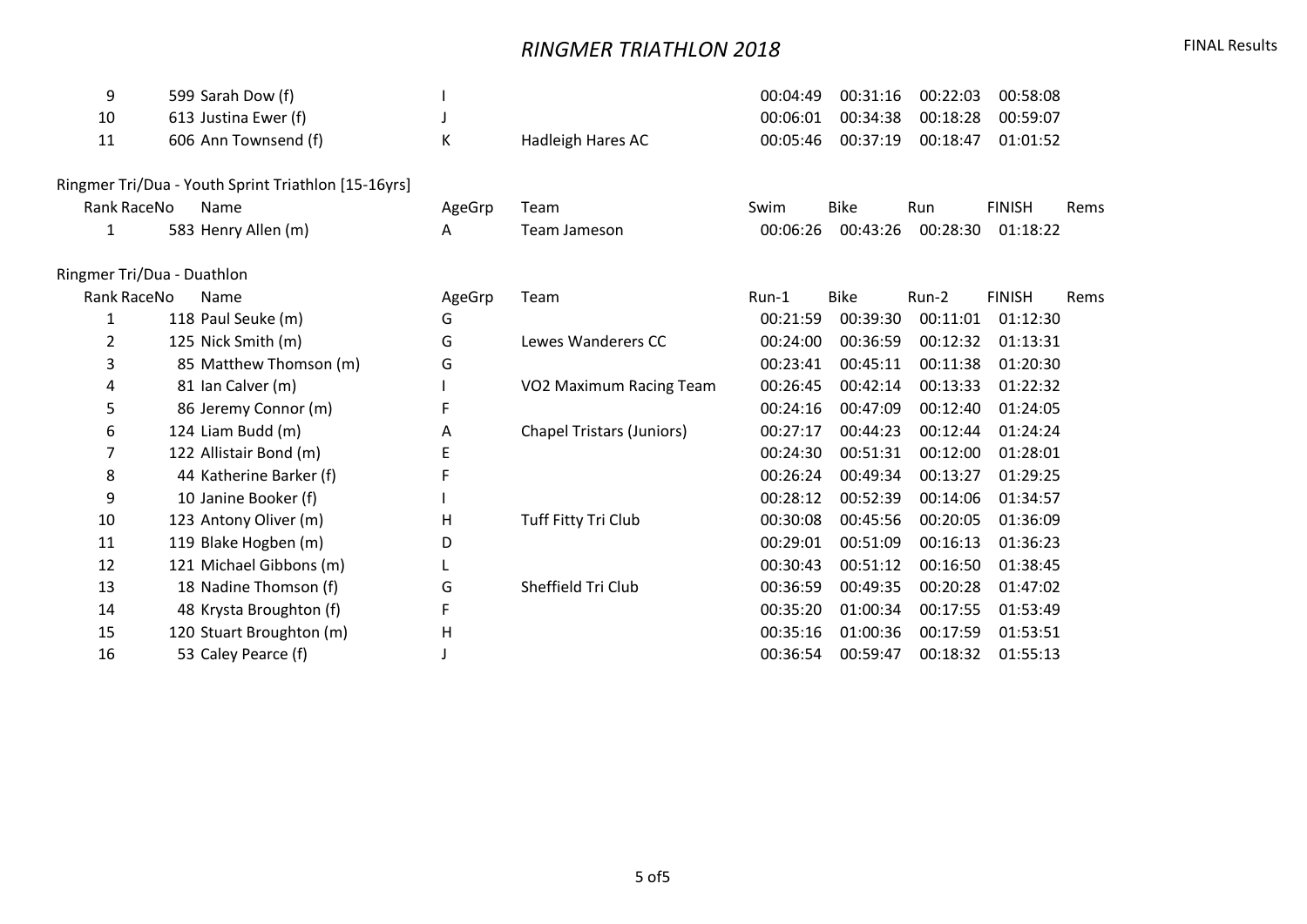| Rank | RaceNo | Name | AgeGrp | Team | Swim | Bike | Run | FINISH | Rems |
|---|---|---|---|---|---|---|---|---|---|
| 9 | 599 | Sarah Dow (f) | I | | 00:04:49 | 00:31:16 | 00:22:03 | 00:58:08 | |
| 10 | 613 | Justina Ewer (f) | J | | 00:06:01 | 00:34:38 | 00:18:28 | 00:59:07 | |
| 11 | 606 | Ann Townsend (f) | K | Hadleigh Hares AC | 00:05:46 | 00:37:19 | 00:18:47 | 01:01:52 | |

Ringmer Tri/Dua - Youth Sprint Triathlon [15-16yrs]

| Rank | RaceNo | Name | AgeGrp | Team | Swim | Bike | Run | FINISH | Rems |
|---|---|---|---|---|---|---|---|---|---|
| 1 | 583 | Henry Allen (m) | A | Team Jameson | 00:06:26 | 00:43:26 | 00:28:30 | 01:18:22 | |

Ringmer Tri/Dua - Duathlon

| Rank | RaceNo | Name | AgeGrp | Team | Run-1 | Bike | Run-2 | FINISH | Rems |
|---|---|---|---|---|---|---|---|---|---|
| 1 | 118 | Paul Seuke (m) | G | | 00:21:59 | 00:39:30 | 00:11:01 | 01:12:30 | |
| 2 | 125 | Nick Smith (m) | G | Lewes Wanderers CC | 00:24:00 | 00:36:59 | 00:12:32 | 01:13:31 | |
| 3 | 85 | Matthew Thomson (m) | G | | 00:23:41 | 00:45:11 | 00:11:38 | 01:20:30 | |
| 4 | 81 | Ian Calver (m) | I | VO2 Maximum Racing Team | 00:26:45 | 00:42:14 | 00:13:33 | 01:22:32 | |
| 5 | 86 | Jeremy Connor (m) | F | | 00:24:16 | 00:47:09 | 00:12:40 | 01:24:05 | |
| 6 | 124 | Liam Budd (m) | A | Chapel Tristars (Juniors) | 00:27:17 | 00:44:23 | 00:12:44 | 01:24:24 | |
| 7 | 122 | Allistair Bond (m) | E | | 00:24:30 | 00:51:31 | 00:12:00 | 01:28:01 | |
| 8 | 44 | Katherine Barker (f) | F | | 00:26:24 | 00:49:34 | 00:13:27 | 01:29:25 | |
| 9 | 10 | Janine Booker (f) | I | | 00:28:12 | 00:52:39 | 00:14:06 | 01:34:57 | |
| 10 | 123 | Antony Oliver (m) | H | Tuff Fitty Tri Club | 00:30:08 | 00:45:56 | 00:20:05 | 01:36:09 | |
| 11 | 119 | Blake Hogben (m) | D | | 00:29:01 | 00:51:09 | 00:16:13 | 01:36:23 | |
| 12 | 121 | Michael Gibbons (m) | L | | 00:30:43 | 00:51:12 | 00:16:50 | 01:38:45 | |
| 13 | 18 | Nadine Thomson (f) | G | Sheffield Tri Club | 00:36:59 | 00:49:35 | 00:20:28 | 01:47:02 | |
| 14 | 48 | Krysta Broughton (f) | F | | 00:35:20 | 01:00:34 | 00:17:55 | 01:53:49 | |
| 15 | 120 | Stuart Broughton (m) | H | | 00:35:16 | 01:00:36 | 00:17:59 | 01:53:51 | |
| 16 | 53 | Caley Pearce (f) | J | | 00:36:54 | 00:59:47 | 00:18:32 | 01:55:13 | |